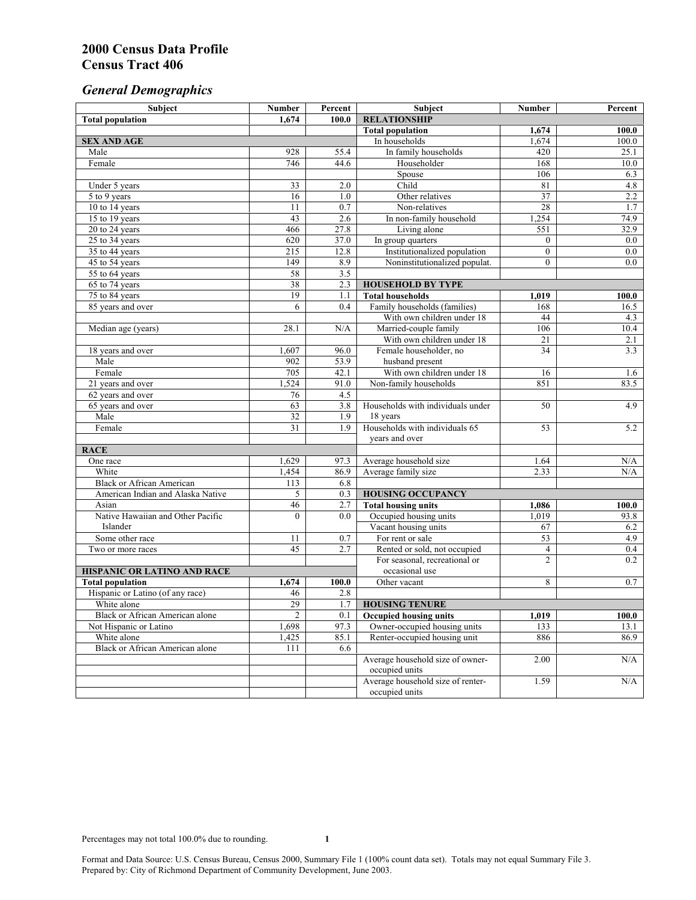# 2000 Census Data Profile
# Census Tract 406

## *General Demographics*

| Subject | Number | Percent | Subject | Number | Percent |
|---|---|---|---|---|---|
| **Total population** | **1,674** | **100.0** | **RELATIONSHIP** | | |
| | | | **Total population** | **1,674** | **100.0** |
| **SEX AND AGE** | | | In households | 1,674 | 100.0 |
| Male | 928 | 55.4 | In family households | 420 | 25.1 |
| Female | 746 | 44.6 | Householder | 168 | 10.0 |
| | | | Spouse | 106 | 6.3 |
| Under 5 years | 33 | 2.0 | Child | 81 | 4.8 |
| 5 to 9 years | 16 | 1.0 | Other relatives | 37 | 2.2 |
| 10 to 14 years | 11 | 0.7 | Non-relatives | 28 | 1.7 |
| 15 to 19 years | 43 | 2.6 | In non-family household | 1,254 | 74.9 |
| 20 to 24 years | 466 | 27.8 | Living alone | 551 | 32.9 |
| 25 to 34 years | 620 | 37.0 | In group quarters | 0 | 0.0 |
| 35 to 44 years | 215 | 12.8 | Institutionalized population | 0 | 0.0 |
| 45 to 54 years | 149 | 8.9 | Noninstitutionalized populat. | 0 | 0.0 |
| 55 to 64 years | 58 | 3.5 | | | |
| 65 to 74 years | 38 | 2.3 | **HOUSEHOLD BY TYPE** | | |
| 75 to 84 years | 19 | 1.1 | **Total households** | **1,019** | **100.0** |
| 85 years and over | 6 | 0.4 | Family households (families) | 168 | 16.5 |
| | | | With own children under 18 | 44 | 4.3 |
| Median age (years) | 28.1 | N/A | Married-couple family | 106 | 10.4 |
| | | | With own children under 18 | 21 | 2.1 |
| 18 years and over | 1,607 | 96.0 | Female householder, no husband present | 34 | 3.3 |
| Male | 902 | 53.9 | | | |
| Female | 705 | 42.1 | With own children under 18 | 16 | 1.6 |
| 21 years and over | 1,524 | 91.0 | Non-family households | 851 | 83.5 |
| 62 years and over | 76 | 4.5 | | | |
| 65 years and over | 63 | 3.8 | Households with individuals under 18 years | 50 | 4.9 |
| Male | 32 | 1.9 | | | |
| Female | 31 | 1.9 | Households with individuals 65 years and over | 53 | 5.2 |
| **RACE** | | | | | |
| One race | 1,629 | 97.3 | Average household size | 1.64 | N/A |
| White | 1,454 | 86.9 | Average family size | 2.33 | N/A |
| Black or African American | 113 | 6.8 | | | |
| American Indian and Alaska Native | 5 | 0.3 | **HOUSING OCCUPANCY** | | |
| Asian | 46 | 2.7 | **Total housing units** | **1,086** | **100.0** |
| Native Hawaiian and Other Pacific Islander | 0 | 0.0 | Occupied housing units | 1,019 | 93.8 |
| | | | Vacant housing units | 67 | 6.2 |
| Some other race | 11 | 0.7 | For rent or sale | 53 | 4.9 |
| Two or more races | 45 | 2.7 | Rented or sold, not occupied | 4 | 0.4 |
| | | | For seasonal, recreational or occasional use | 2 | 0.2 |
| **HISPANIC OR LATINO AND RACE** | | | | | |
| **Total population** | **1,674** | **100.0** | Other vacant | 8 | 0.7 |
| Hispanic or Latino (of any race) | 46 | 2.8 | | | |
| White alone | 29 | 1.7 | **HOUSING TENURE** | | |
| Black or African American alone | 2 | 0.1 | **Occupied housing units** | **1,019** | **100.0** |
| Not Hispanic or Latino | 1,698 | 97.3 | Owner-occupied housing units | 133 | 13.1 |
| White alone | 1,425 | 85.1 | Renter-occupied housing unit | 886 | 86.9 |
| Black or African American alone | 111 | 6.6 | | | |
| | | | Average household size of owner-occupied units | 2.00 | N/A |
| | | | Average household size of renter-occupied units | 1.59 | N/A |

Percentages may not total 100.0% due to rounding.

Format and Data Source: U.S. Census Bureau, Census 2000, Summary File 1 (100% count data set). Totals may not equal Summary File 3.
Prepared by: City of Richmond Department of Community Development, June 2003.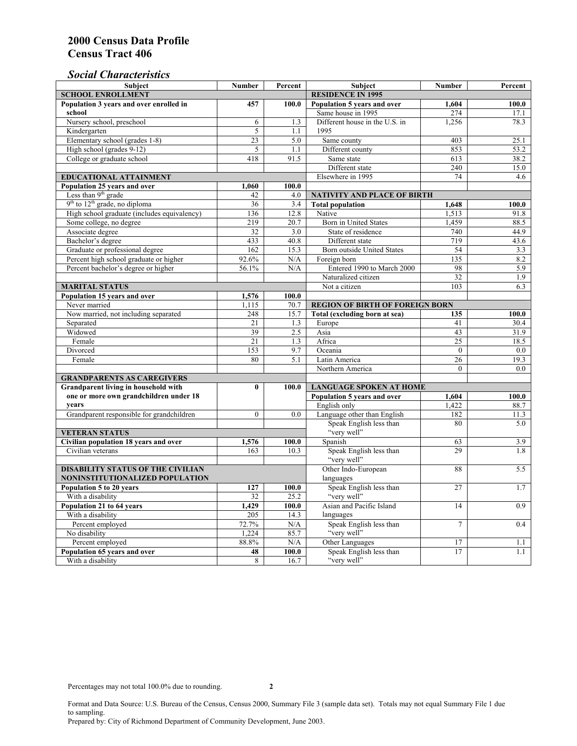# 2000 Census Data Profile
# Census Tract 406

## *Social Characteristics*

| Subject | Number | Percent |
|---|---|---|
| **SCHOOL ENROLLMENT** | | |
| **Population 3 years and over enrolled in school** | **457** | **100.0** |
| Nursery school, preschool | 6 | 1.3 |
| Kindergarten | 5 | 1.1 |
| Elementary school (grades 1-8) | 23 | 5.0 |
| High school (grades 9-12) | 5 | 1.1 |
| College or graduate school | 418 | 91.5 |
| **EDUCATIONAL ATTAINMENT** | | |
| **Population 25 years and over** | **1,060** | **100.0** |
| Less than 9th grade | 42 | 4.0 |
| 9th to 12th grade, no diploma | 36 | 3.4 |
| High school graduate (includes equivalency) | 136 | 12.8 |
| Some college, no degree | 219 | 20.7 |
| Associate degree | 32 | 3.0 |
| Bachelor's degree | 433 | 40.8 |
| Graduate or professional degree | 162 | 15.3 |
| Percent high school graduate or higher | 92.6% | N/A |
| Percent bachelor's degree or higher | 56.1% | N/A |
| **MARITAL STATUS** | | |
| **Population 15 years and over** | **1,576** | **100.0** |
| Never married | 1,115 | 70.7 |
| Now married, not including separated | 248 | 15.7 |
| Separated | 21 | 1.3 |
| Widowed | 39 | 2.5 |
| Female | 21 | 1.3 |
| Divorced | 153 | 9.7 |
| Female | 80 | 5.1 |
| **GRANDPARENTS AS CAREGIVERS** | | |
| **Grandparent living in household with one or more own grandchildren under 18 years** | **0** | **100.0** |
| Grandparent responsible for grandchildren | 0 | 0.0 |
| **VETERAN STATUS** | | |
| **Civilian population 18 years and over** | **1,576** | **100.0** |
| Civilian veterans | 163 | 10.3 |
| **DISABILITY STATUS OF THE CIVILIAN NONINSTITUTIONALIZED POPULATION** | | |
| **Population 5 to 20 years** | **127** | **100.0** |
| With a disability | 32 | 25.2 |
| **Population 21 to 64 years** | **1,429** | **100.0** |
| With a disability | 205 | 14.3 |
| Percent employed | 72.7% | N/A |
| No disability | 1,224 | 85.7 |
| Percent employed | 88.8% | N/A |
| **Population 65 years and over** | **48** | **100.0** |
| With a disability | 8 | 16.7 |

| Subject | Number | Percent |
|---|---|---|
| **RESIDENCE IN 1995** | | |
| **Population 5 years and over** | **1,604** | **100.0** |
| Same house in 1995 | 274 | 17.1 |
| Different house in the U.S. in 1995 | 1,256 | 78.3 |
| Same county | 403 | 25.1 |
| Different county | 853 | 53.2 |
| Same state | 613 | 38.2 |
| Different state | 240 | 15.0 |
| Elsewhere in 1995 | 74 | 4.6 |
| **NATIVITY AND PLACE OF BIRTH** | | |
| **Total population** | **1,648** | **100.0** |
| Native | 1,513 | 91.8 |
| Born in United States | 1,459 | 88.5 |
| State of residence | 740 | 44.9 |
| Different state | 719 | 43.6 |
| Born outside United States | 54 | 3.3 |
| Foreign born | 135 | 8.2 |
| Entered 1990 to March 2000 | 98 | 5.9 |
| Naturalized citizen | 32 | 1.9 |
| Not a citizen | 103 | 6.3 |
| **REGION OF BIRTH OF FOREIGN BORN** | | |
| **Total (excluding born at sea)** | **135** | **100.0** |
| Europe | 41 | 30.4 |
| Asia | 43 | 31.9 |
| Africa | 25 | 18.5 |
| Oceania | 0 | 0.0 |
| Latin America | 26 | 19.3 |
| Northern America | 0 | 0.0 |
| **LANGUAGE SPOKEN AT HOME** | | |
| **Population 5 years and over** | **1,604** | **100.0** |
| English only | 1,422 | 88.7 |
| Language other than English | 182 | 11.3 |
| Speak English less than "very well" | 80 | 5.0 |
| Spanish | 63 | 3.9 |
| Speak English less than "very well" | 29 | 1.8 |
| Other Indo-European languages | 88 | 5.5 |
| Speak English less than "very well" | 27 | 1.7 |
| Asian and Pacific Island languages | 14 | 0.9 |
| Speak English less than "very well" | 7 | 0.4 |
| Other Languages | 17 | 1.1 |
| Speak English less than "very well" | 17 | 1.1 |

Percentages may not total 100.0% due to rounding.

Format and Data Source: U.S. Bureau of the Census, Census 2000, Summary File 3 (sample data set). Totals may not equal Summary File 1 due to sampling.
Prepared by: City of Richmond Department of Community Development, June 2003.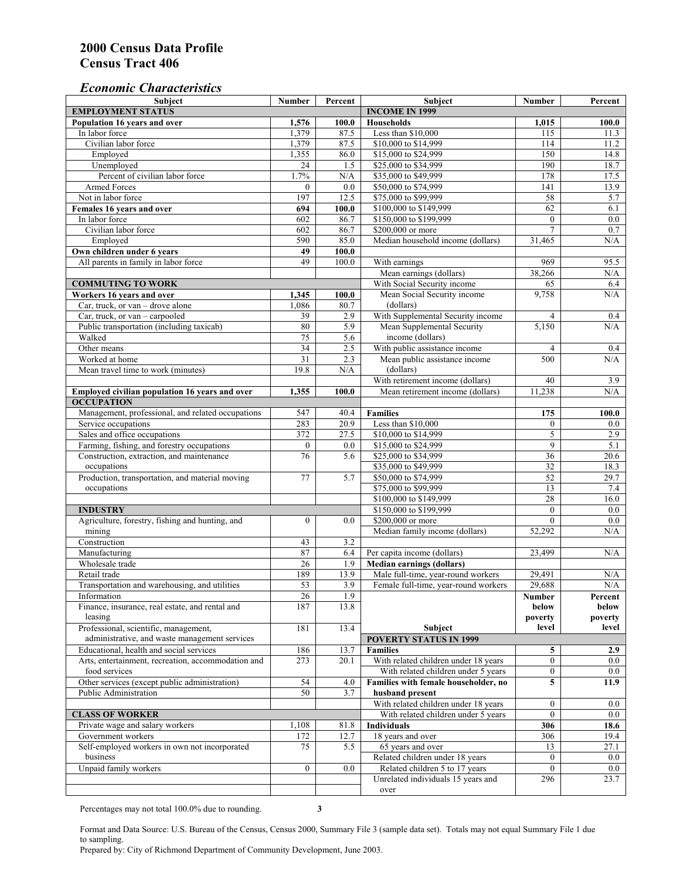# 2000 Census Data Profile
# Census Tract 406

## *Economic Characteristics*

| Subject | Number | Percent |
|---|---|---|
| **EMPLOYMENT STATUS** | | |
| **Population 16 years and over** | **1,576** | **100.0** |
| In labor force | 1,379 | 87.5 |
| Civilian labor force | 1,379 | 87.5 |
| Employed | 1,355 | 86.0 |
| Unemployed | 24 | 1.5 |
| Percent of civilian labor force | 1.7% | N/A |
| Armed Forces | 0 | 0.0 |
| Not in labor force | 197 | 12.5 |
| **Females 16 years and over** | **694** | **100.0** |
| In labor force | 602 | 86.7 |
| Civilian labor force | 602 | 86.7 |
| Employed | 590 | 85.0 |
| **Own children under 6 years** | **49** | **100.0** |
| All parents in family in labor force | 49 | 100.0 |
| **COMMUTING TO WORK** | | |
| **Workers 16 years and over** | **1,345** | **100.0** |
| Car, truck, or van – drove alone | 1,086 | 80.7 |
| Car, truck, or van – carpooled | 39 | 2.9 |
| Public transportation (including taxicab) | 80 | 5.9 |
| Walked | 75 | 5.6 |
| Other means | 34 | 2.5 |
| Worked at home | 31 | 2.3 |
| Mean travel time to work (minutes) | 19.8 | N/A |
| **Employed civilian population 16 years and over** | **1,355** | **100.0** |
| **OCCUPATION** | | |
| Management, professional, and related occupations | 547 | 40.4 |
| Service occupations | 283 | 20.9 |
| Sales and office occupations | 372 | 27.5 |
| Farming, fishing, and forestry occupations | 0 | 0.0 |
| Construction, extraction, and maintenance occupations | 76 | 5.6 |
| Production, transportation, and material moving occupations | 77 | 5.7 |
| **INDUSTRY** | | |
| Agriculture, forestry, fishing and hunting, and mining | 0 | 0.0 |
| Construction | 43 | 3.2 |
| Manufacturing | 87 | 6.4 |
| Wholesale trade | 26 | 1.9 |
| Retail trade | 189 | 13.9 |
| Transportation and warehousing, and utilities | 53 | 3.9 |
| Information | 26 | 1.9 |
| Finance, insurance, real estate, and rental and leasing | 187 | 13.8 |
| Professional, scientific, management, administrative, and waste management services | 181 | 13.4 |
| Educational, health and social services | 186 | 13.7 |
| Arts, entertainment, recreation, accommodation and food services | 273 | 20.1 |
| Other services (except public administration) | 54 | 4.0 |
| Public Administration | 50 | 3.7 |
| **CLASS OF WORKER** | | |
| Private wage and salary workers | 1,108 | 81.8 |
| Government workers | 172 | 12.7 |
| Self-employed workers in own not incorporated business | 75 | 5.5 |
| Unpaid family workers | 0 | 0.0 |

| Subject | Number | Percent |
|---|---|---|
| **INCOME IN 1999** | | |
| **Households** | **1,015** | **100.0** |
| Less than $10,000 | 115 | 11.3 |
| $10,000 to $14,999 | 114 | 11.2 |
| $15,000 to $24,999 | 150 | 14.8 |
| $25,000 to $34,999 | 190 | 18.7 |
| $35,000 to $49,999 | 178 | 17.5 |
| $50,000 to $74,999 | 141 | 13.9 |
| $75,000 to $99,999 | 58 | 5.7 |
| $100,000 to $149,999 | 62 | 6.1 |
| $150,000 to $199,999 | 0 | 0.0 |
| $200,000 or more | 7 | 0.7 |
| Median household income (dollars) | 31,465 | N/A |
| With earnings | 969 | 95.5 |
| Mean earnings (dollars) | 38,266 | N/A |
| With Social Security income | 65 | 6.4 |
| Mean Social Security income (dollars) | 9,758 | N/A |
| With Supplemental Security income | 4 | 0.4 |
| Mean Supplemental Security income (dollars) | 5,150 | N/A |
| With public assistance income | 4 | 0.4 |
| Mean public assistance income (dollars) | 500 | N/A |
| With retirement income (dollars) | 40 | 3.9 |
| Mean retirement income (dollars) | 11,238 | N/A |
| **Families** | **175** | **100.0** |
| Less than $10,000 | 0 | 0.0 |
| $10,000 to $14,999 | 5 | 2.9 |
| $15,000 to $24,999 | 9 | 5.1 |
| $25,000 to $34,999 | 36 | 20.6 |
| $35,000 to $49,999 | 32 | 18.3 |
| $50,000 to $74,999 | 52 | 29.7 |
| $75,000 to $99,999 | 13 | 7.4 |
| $100,000 to $149,999 | 28 | 16.0 |
| $150,000 to $199,999 | 0 | 0.0 |
| $200,000 or more | 0 | 0.0 |
| Median family income (dollars) | 52,292 | N/A |
| Per capita income (dollars) | 23,499 | N/A |
| **Median earnings (dollars)** | | |
| Male full-time, year-round workers | 29,491 | N/A |
| Female full-time, year-round workers | 29,688 | N/A |

| Subject | Number below poverty level | Percent below poverty level |
|---|---|---|
| **POVERTY STATUS IN 1999** | | |
| **Families** | **5** | **2.9** |
| With related children under 18 years | 0 | 0.0 |
| With related children under 5 years | 0 | 0.0 |
| **Families with female householder, no husband present** | **5** | **11.9** |
| With related children under 18 years | 0 | 0.0 |
| With related children under 5 years | 0 | 0.0 |
| **Individuals** | **306** | **18.6** |
| 18 years and over | 306 | 19.4 |
| 65 years and over | 13 | 27.1 |
| Related children under 18 years | 0 | 0.0 |
| Related children 5 to 17 years | 0 | 0.0 |
| Unrelated individuals 15 years and over | 296 | 23.7 |

Percentages may not total 100.0% due to rounding.

Format and Data Source: U.S. Bureau of the Census, Census 2000, Summary File 3 (sample data set). Totals may not equal Summary File 1 due to sampling.
Prepared by: City of Richmond Department of Community Development, June 2003.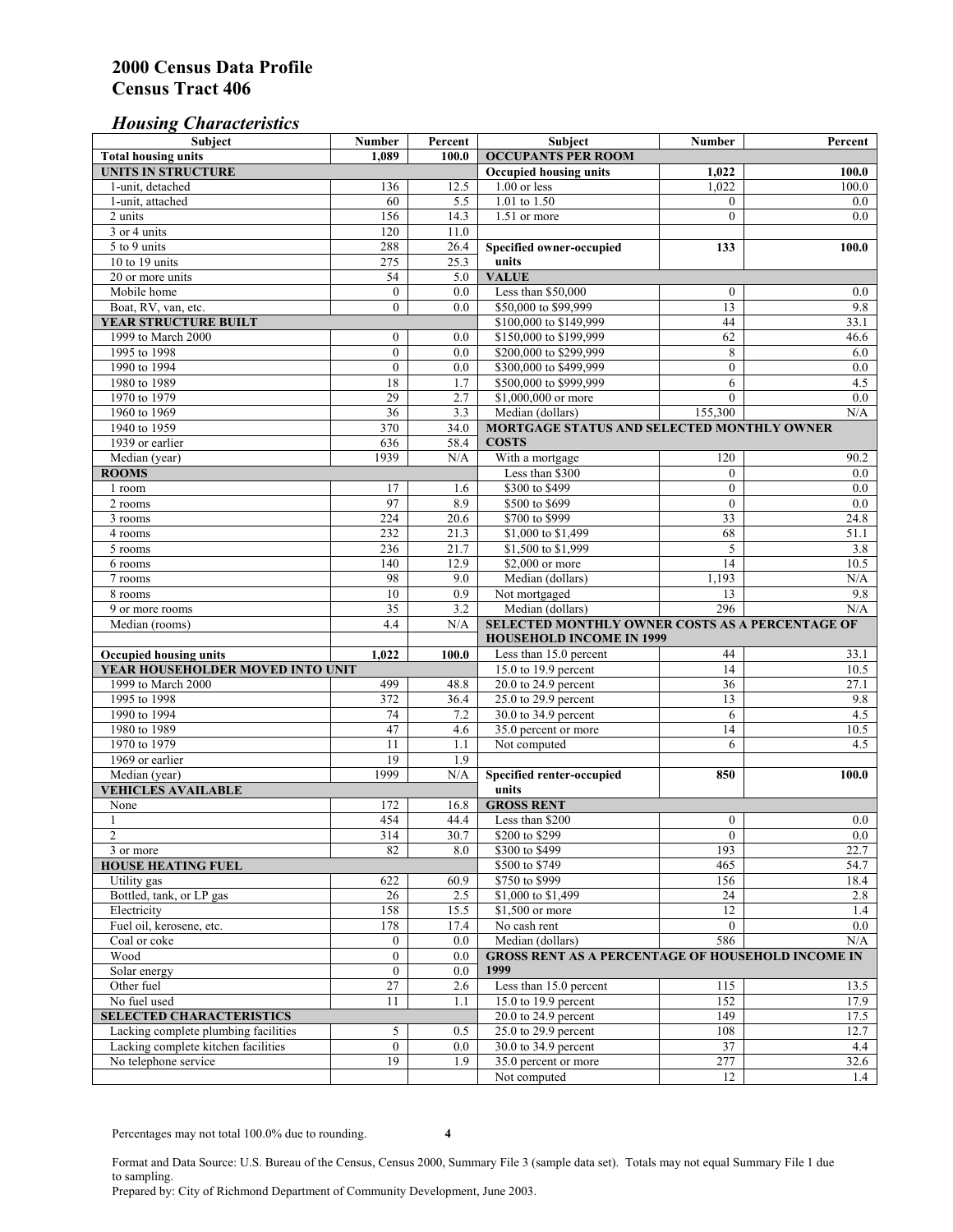# 2000 Census Data Profile
# Census Tract 406

## *Housing Characteristics*

| Subject | Number | Percent | Subject | Number | Percent |
|---|---|---|---|---|---|
| **Total housing units** | **1,089** | **100.0** | **OCCUPANTS PER ROOM** | | |
| **UNITS IN STRUCTURE** | | | **Occupied housing units** | **1,022** | **100.0** |
| 1-unit, detached | 136 | 12.5 | 1.00 or less | 1,022 | 100.0 |
| 1-unit, attached | 60 | 5.5 | 1.01 to 1.50 | 0 | 0.0 |
| 2 units | 156 | 14.3 | 1.51 or more | 0 | 0.0 |
| 3 or 4 units | 120 | 11.0 | | | |
| 5 to 9 units | 288 | 26.4 | **Specified owner-occupied units** | **133** | **100.0** |
| 10 to 19 units | 275 | 25.3 | | | |
| 20 or more units | 54 | 5.0 | **VALUE** | | |
| Mobile home | 0 | 0.0 | Less than $50,000 | 0 | 0.0 |
| Boat, RV, van, etc. | 0 | 0.0 | $50,000 to $99,999 | 13 | 9.8 |
| **YEAR STRUCTURE BUILT** | | | $100,000 to $149,999 | 44 | 33.1 |
| 1999 to March 2000 | 0 | 0.0 | $150,000 to $199,999 | 62 | 46.6 |
| 1995 to 1998 | 0 | 0.0 | $200,000 to $299,999 | 8 | 6.0 |
| 1990 to 1994 | 0 | 0.0 | $300,000 to $499,999 | 0 | 0.0 |
| 1980 to 1989 | 18 | 1.7 | $500,000 to $999,999 | 6 | 4.5 |
| 1970 to 1979 | 29 | 2.7 | $1,000,000 or more | 0 | 0.0 |
| 1960 to 1969 | 36 | 3.3 | Median (dollars) | 155,300 | N/A |
| 1940 to 1959 | 370 | 34.0 | **MORTGAGE STATUS AND SELECTED MONTHLY OWNER COSTS** | | |
| 1939 or earlier | 636 | 58.4 | | | |
| Median (year) | 1939 | N/A | With a mortgage | 120 | 90.2 |
| **ROOMS** | | | Less than $300 | 0 | 0.0 |
| 1 room | 17 | 1.6 | $300 to $499 | 0 | 0.0 |
| 2 rooms | 97 | 8.9 | $500 to $699 | 0 | 0.0 |
| 3 rooms | 224 | 20.6 | $700 to $999 | 33 | 24.8 |
| 4 rooms | 232 | 21.3 | $1,000 to $1,499 | 68 | 51.1 |
| 5 rooms | 236 | 21.7 | $1,500 to $1,999 | 5 | 3.8 |
| 6 rooms | 140 | 12.9 | $2,000 or more | 14 | 10.5 |
| 7 rooms | 98 | 9.0 | Median (dollars) | 1,193 | N/A |
| 8 rooms | 10 | 0.9 | Not mortgaged | 13 | 9.8 |
| 9 or more rooms | 35 | 3.2 | Median (dollars) | 296 | N/A |
| Median (rooms) | 4.4 | N/A | **SELECTED MONTHLY OWNER COSTS AS A PERCENTAGE OF HOUSEHOLD INCOME IN 1999** | | |
| | | | | | |
| **Occupied housing units** | **1,022** | **100.0** | Less than 15.0 percent | 44 | 33.1 |
| **YEAR HOUSEHOLDER MOVED INTO UNIT** | | | 15.0 to 19.9 percent | 14 | 10.5 |
| 1999 to March 2000 | 499 | 48.8 | 20.0 to 24.9 percent | 36 | 27.1 |
| 1995 to 1998 | 372 | 36.4 | 25.0 to 29.9 percent | 13 | 9.8 |
| 1990 to 1994 | 74 | 7.2 | 30.0 to 34.9 percent | 6 | 4.5 |
| 1980 to 1989 | 47 | 4.6 | 35.0 percent or more | 14 | 10.5 |
| 1970 to 1979 | 11 | 1.1 | Not computed | 6 | 4.5 |
| 1969 or earlier | 19 | 1.9 | | | |
| Median (year) | 1999 | N/A | **Specified renter-occupied units** | **850** | **100.0** |
| **VEHICLES AVAILABLE** | | | | | |
| None | 172 | 16.8 | **GROSS RENT** | | |
| 1 | 454 | 44.4 | Less than $200 | 0 | 0.0 |
| 2 | 314 | 30.7 | $200 to $299 | 0 | 0.0 |
| 3 or more | 82 | 8.0 | $300 to $499 | 193 | 22.7 |
| **HOUSE HEATING FUEL** | | | $500 to $749 | 465 | 54.7 |
| Utility gas | 622 | 60.9 | $750 to $999 | 156 | 18.4 |
| Bottled, tank, or LP gas | 26 | 2.5 | $1,000 to $1,499 | 24 | 2.8 |
| Electricity | 158 | 15.5 | $1,500 or more | 12 | 1.4 |
| Fuel oil, kerosene, etc. | 178 | 17.4 | No cash rent | 0 | 0.0 |
| Coal or coke | 0 | 0.0 | Median (dollars) | 586 | N/A |
| Wood | 0 | 0.0 | **GROSS RENT AS A PERCENTAGE OF HOUSEHOLD INCOME IN 1999** | | |
| Solar energy | 0 | 0.0 | | | |
| Other fuel | 27 | 2.6 | Less than 15.0 percent | 115 | 13.5 |
| No fuel used | 11 | 1.1 | 15.0 to 19.9 percent | 152 | 17.9 |
| **SELECTED CHARACTERISTICS** | | | 20.0 to 24.9 percent | 149 | 17.5 |
| Lacking complete plumbing facilities | 5 | 0.5 | 25.0 to 29.9 percent | 108 | 12.7 |
| Lacking complete kitchen facilities | 0 | 0.0 | 30.0 to 34.9 percent | 37 | 4.4 |
| No telephone service | 19 | 1.9 | 35.0 percent or more | 277 | 32.6 |
| | | | Not computed | 12 | 1.4 |

Percentages may not total 100.0% due to rounding.

Format and Data Source: U.S. Bureau of the Census, Census 2000, Summary File 3 (sample data set). Totals may not equal Summary File 1 due to sampling.
Prepared by: City of Richmond Department of Community Development, June 2003.